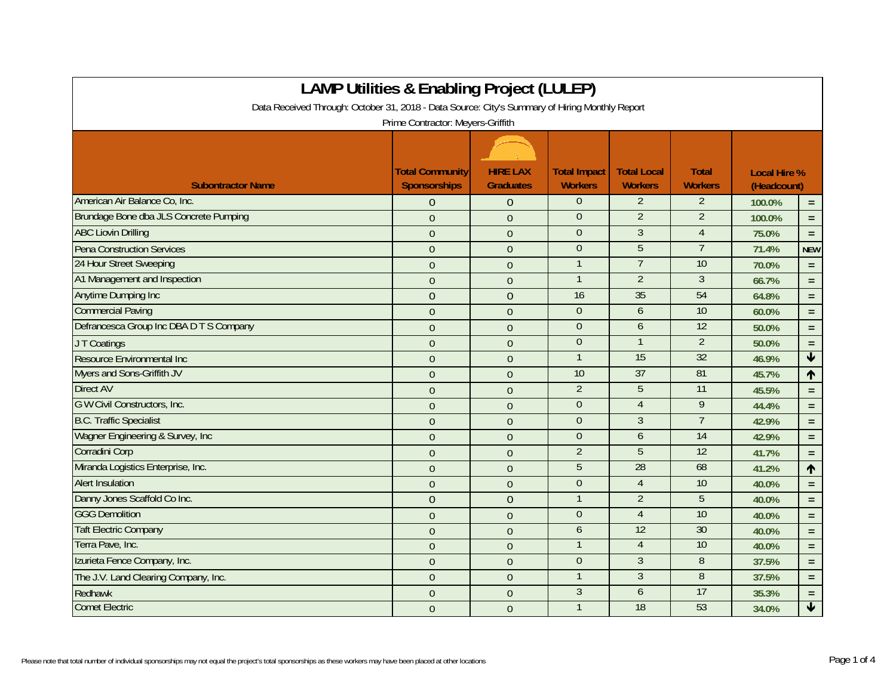# LAMP Utilities & Enabling Project (LULEP)

Data Received Through: October 31, 2018 - Data Source: City's Summary of Hiring Monthly Report

Prime Contractor: Meyers-Griffith

| Subontractor Name | Total Community Sponsorships | HIRE LAX Graduates | Total Impact Workers | Total Local Workers | Total Workers | Local Hire % (Headcount) | |
|---|---|---|---|---|---|---|---|
| American Air Balance Co, Inc. | 0 | 0 | 0 | 2 | 2 | 100.0% | = |
| Brundage Bone dba JLS Concrete Pumping | 0 | 0 | 0 | 2 | 2 | 100.0% | = |
| ABC Liovin Drilling | 0 | 0 | 0 | 3 | 4 | 75.0% | = |
| Pena Construction Services | 0 | 0 | 0 | 5 | 7 | 71.4% | NEW |
| 24 Hour Street Sweeping | 0 | 0 | 1 | 7 | 10 | 70.0% | = |
| A1 Management and Inspection | 0 | 0 | 1 | 2 | 3 | 66.7% | = |
| Anytime Dumping Inc | 0 | 0 | 16 | 35 | 54 | 64.8% | = |
| Commercial Paving | 0 | 0 | 0 | 6 | 10 | 60.0% | = |
| Defrancesca Group Inc DBA D T S Company | 0 | 0 | 0 | 6 | 12 | 50.0% | = |
| J T Coatings | 0 | 0 | 0 | 1 | 2 | 50.0% | = |
| Resource Environmental Inc | 0 | 0 | 1 | 15 | 32 | 46.9% | ↓ |
| Myers and Sons-Griffith JV | 0 | 0 | 10 | 37 | 81 | 45.7% | ↑ |
| Direct AV | 0 | 0 | 2 | 5 | 11 | 45.5% | = |
| G W Civil Constructors, Inc. | 0 | 0 | 0 | 4 | 9 | 44.4% | = |
| B.C. Traffic Specialist | 0 | 0 | 0 | 3 | 7 | 42.9% | = |
| Wagner Engineering & Survey, Inc | 0 | 0 | 0 | 6 | 14 | 42.9% | = |
| Corradini Corp | 0 | 0 | 2 | 5 | 12 | 41.7% | = |
| Miranda Logistics Enterprise, Inc. | 0 | 0 | 5 | 28 | 68 | 41.2% | ↑ |
| Alert Insulation | 0 | 0 | 0 | 4 | 10 | 40.0% | = |
| Danny Jones Scaffold Co Inc. | 0 | 0 | 1 | 2 | 5 | 40.0% | = |
| GGG Demolition | 0 | 0 | 0 | 4 | 10 | 40.0% | = |
| Taft Electric Company | 0 | 0 | 6 | 12 | 30 | 40.0% | = |
| Terra Pave, Inc. | 0 | 0 | 1 | 4 | 10 | 40.0% | = |
| Izurieta Fence Company, Inc. | 0 | 0 | 0 | 3 | 8 | 37.5% | = |
| The J.V. Land Clearing Company, Inc. | 0 | 0 | 1 | 3 | 8 | 37.5% | = |
| Redhawk | 0 | 0 | 3 | 6 | 17 | 35.3% | = |
| Comet Electric | 0 | 0 | 1 | 18 | 53 | 34.0% | ↓ |

Please note that total number of individual sponsorships may not equal the project's total sponsorships as these workers may have been placed at other locations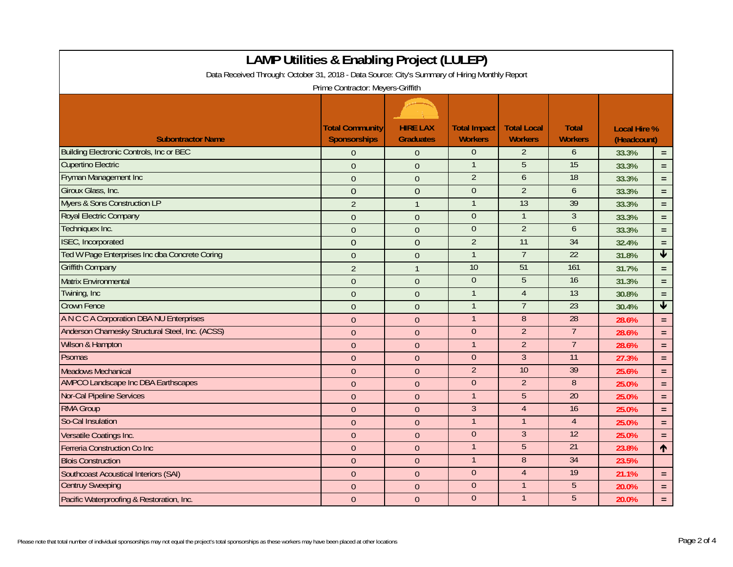# LAMP Utilities & Enabling Project (LULEP)

Data Received Through: October 31, 2018 - Data Source: City's Summary of Hiring Monthly Report

Prime Contractor: Meyers-Griffith

| Subontractor Name | Total Community Sponsorships | HIRE LAX Graduates | Total Impact Workers | Total Local Workers | Total Workers | Local Hire % (Headcount) | |
|---|---|---|---|---|---|---|---|
| Building Electronic Controls, Inc or BEC | 0 | 0 | 0 | 2 | 6 | 33.3% | = |
| Cupertino Electric | 0 | 0 | 1 | 5 | 15 | 33.3% | = |
| Fryman Management Inc | 0 | 0 | 2 | 6 | 18 | 33.3% | = |
| Giroux Glass, Inc. | 0 | 0 | 0 | 2 | 6 | 33.3% | = |
| Myers & Sons Construction LP | 2 | 1 | 1 | 13 | 39 | 33.3% | = |
| Royal Electric Company | 0 | 0 | 0 | 1 | 3 | 33.3% | = |
| Techniquex Inc. | 0 | 0 | 0 | 2 | 6 | 33.3% | = |
| ISEC, Incorporated | 0 | 0 | 2 | 11 | 34 | 32.4% | = |
| Ted W Page Enterprises Inc dba Concrete Coring | 0 | 0 | 1 | 7 | 22 | 31.8% | ↓ |
| Griffith Company | 2 | 1 | 10 | 51 | 161 | 31.7% | = |
| Matrix Environmental | 0 | 0 | 0 | 5 | 16 | 31.3% | = |
| Twining, Inc | 0 | 0 | 1 | 4 | 13 | 30.8% | = |
| Crown Fence | 0 | 0 | 1 | 7 | 23 | 30.4% | ↓ |
| A N C C A Corporation DBA NU Enterprises | 0 | 0 | 1 | 8 | 28 | 28.6% | = |
| Anderson Charnesky Structural Steel, Inc. (ACSS) | 0 | 0 | 0 | 2 | 7 | 28.6% | = |
| Wilson & Hampton | 0 | 0 | 1 | 2 | 7 | 28.6% | = |
| Psomas | 0 | 0 | 0 | 3 | 11 | 27.3% | = |
| Meadows Mechanical | 0 | 0 | 2 | 10 | 39 | 25.6% | = |
| AMPCO Landscape Inc DBA Earthscapes | 0 | 0 | 0 | 2 | 8 | 25.0% | = |
| Nor-Cal Pipeline Services | 0 | 0 | 1 | 5 | 20 | 25.0% | = |
| RMA Group | 0 | 0 | 3 | 4 | 16 | 25.0% | = |
| So-Cal Insulation | 0 | 0 | 1 | 1 | 4 | 25.0% | = |
| Versatile Coatings Inc. | 0 | 0 | 0 | 3 | 12 | 25.0% | = |
| Ferreria Construction Co Inc | 0 | 0 | 1 | 5 | 21 | 23.8% | ↑ |
| Blois Construction | 0 | 0 | 1 | 8 | 34 | 23.5% | |
| Southcoast Acoustical Interiors (SAI) | 0 | 0 | 0 | 4 | 19 | 21.1% | = |
| Centruy Sweeping | 0 | 0 | 0 | 1 | 5 | 20.0% | = |
| Pacific Waterproofing & Restoration, Inc. | 0 | 0 | 0 | 1 | 5 | 20.0% | = |

Please note that total number of individual sponsorships may not equal the project's total sponsorships as these workers may have been placed at other locations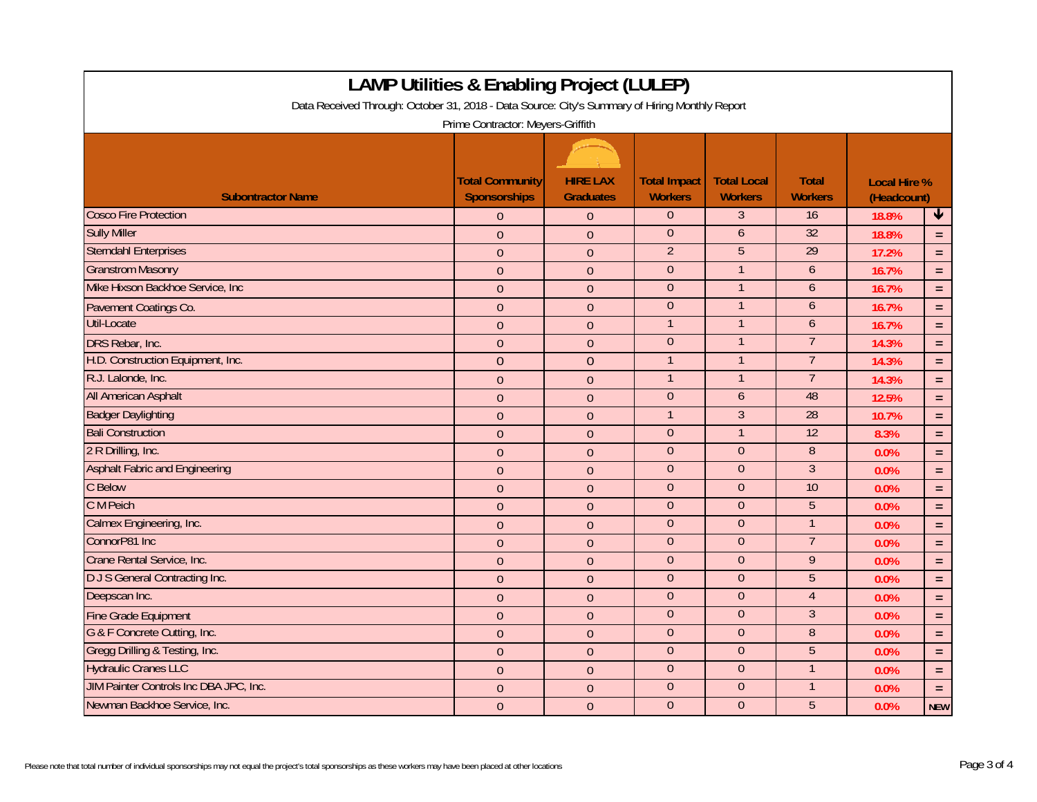# LAMP Utilities & Enabling Project (LULEP)

Data Received Through: October 31, 2018 - Data Source: City's Summary of Hiring Monthly Report

Prime Contractor: Meyers-Griffith

| Subontractor Name | Total Community Sponsorships | HIRE LAX Graduates | Total Impact Workers | Total Local Workers | Total Workers | Local Hire % (Headcount) | |
|---|---|---|---|---|---|---|---|
| Cosco Fire Protection | 0 | 0 | 0 | 3 | 16 | 18.8% | ↓ |
| Sully Miller | 0 | 0 | 0 | 6 | 32 | 18.8% | = |
| Sterndahl Enterprises | 0 | 0 | 2 | 5 | 29 | 17.2% | = |
| Granstrom Masonry | 0 | 0 | 0 | 1 | 6 | 16.7% | = |
| Mike Hixson Backhoe Service, Inc | 0 | 0 | 0 | 1 | 6 | 16.7% | = |
| Pavement Coatings Co. | 0 | 0 | 0 | 1 | 6 | 16.7% | = |
| Util-Locate | 0 | 0 | 1 | 1 | 6 | 16.7% | = |
| DRS Rebar, Inc. | 0 | 0 | 0 | 1 | 7 | 14.3% | = |
| H.D. Construction Equipment, Inc. | 0 | 0 | 1 | 1 | 7 | 14.3% | = |
| R.J. Lalonde, Inc. | 0 | 0 | 1 | 1 | 7 | 14.3% | = |
| All American Asphalt | 0 | 0 | 0 | 6 | 48 | 12.5% | = |
| Badger Daylighting | 0 | 0 | 1 | 3 | 28 | 10.7% | = |
| Bali Construction | 0 | 0 | 0 | 1 | 12 | 8.3% | = |
| 2 R Drilling, Inc. | 0 | 0 | 0 | 0 | 8 | 0.0% | = |
| Asphalt Fabric and Engineering | 0 | 0 | 0 | 0 | 3 | 0.0% | = |
| C Below | 0 | 0 | 0 | 0 | 10 | 0.0% | = |
| C M Peich | 0 | 0 | 0 | 0 | 5 | 0.0% | = |
| Calmex Engineering, Inc. | 0 | 0 | 0 | 0 | 1 | 0.0% | = |
| ConnorP81 Inc | 0 | 0 | 0 | 0 | 7 | 0.0% | = |
| Crane Rental Service, Inc. | 0 | 0 | 0 | 0 | 9 | 0.0% | = |
| D J S General Contracting Inc. | 0 | 0 | 0 | 0 | 5 | 0.0% | = |
| Deepscan Inc. | 0 | 0 | 0 | 0 | 4 | 0.0% | = |
| Fine Grade Equipment | 0 | 0 | 0 | 0 | 3 | 0.0% | = |
| G & F Concrete Cutting, Inc. | 0 | 0 | 0 | 0 | 8 | 0.0% | = |
| Gregg Drilling & Testing, Inc. | 0 | 0 | 0 | 0 | 5 | 0.0% | = |
| Hydraulic Cranes LLC | 0 | 0 | 0 | 0 | 1 | 0.0% | = |
| JIM Painter Controls Inc DBA JPC, Inc. | 0 | 0 | 0 | 0 | 1 | 0.0% | = |
| Newman Backhoe Service, Inc. | 0 | 0 | 0 | 0 | 5 | 0.0% | NEW |

Please note that total number of individual sponsorships may not equal the project's total sponsorships as these workers may have been placed at other locations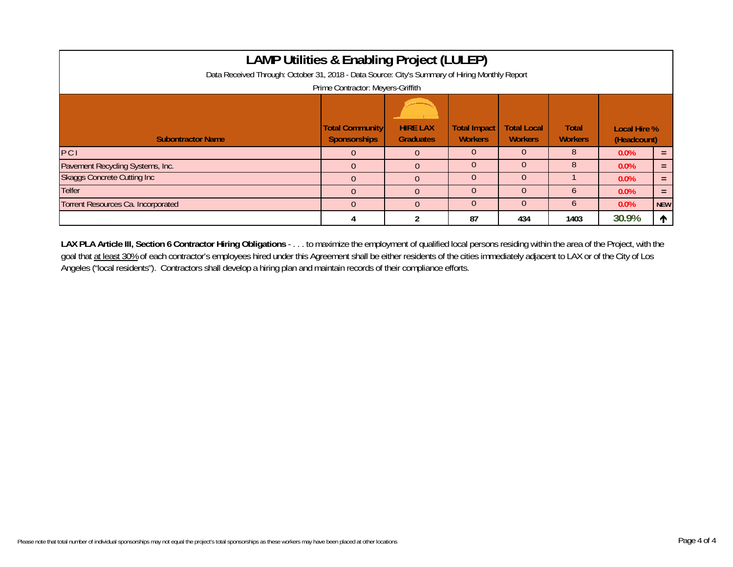## LAMP Utilities & Enabling Project (LULEP)

Data Received Through: October 31, 2018 - Data Source: City's Summary of Hiring Monthly Report

Prime Contractor: Meyers-Griffith

| Subontractor Name | Total Community Sponsorships | HIRE LAX Graduates | Total Impact Workers | Total Local Workers | Total Workers | Local Hire % (Headcount) | |
|---|---|---|---|---|---|---|---|
| P C I | 0 | 0 | 0 | 0 | 8 | 0.0% | = |
| Pavement Recycling Systems, Inc. | 0 | 0 | 0 | 0 | 8 | 0.0% | = |
| Skaggs Concrete Cutting Inc | 0 | 0 | 0 | 0 | 1 | 0.0% | = |
| Telfer | 0 | 0 | 0 | 0 | 6 | 0.0% | = |
| Torrent Resources Ca. Incorporated | 0 | 0 | 0 | 0 | 6 | 0.0% | NEW |
| | 4 | 2 | 87 | 434 | 1403 | 30.9% | ↑ |

**LAX PLA Article III, Section 6 Contractor Hiring Obligations** - . . . to maximize the employment of qualified local persons residing within the area of the Project, with the goal that at least 30% of each contractor's employees hired under this Agreement shall be either residents of the cities immediately adjacent to LAX or of the City of Los Angeles ("local residents"). Contractors shall develop a hiring plan and maintain records of their compliance efforts.

Please note that total number of individual sponsorships may not equal the project's total sponsorships as these workers may have been placed at other locations